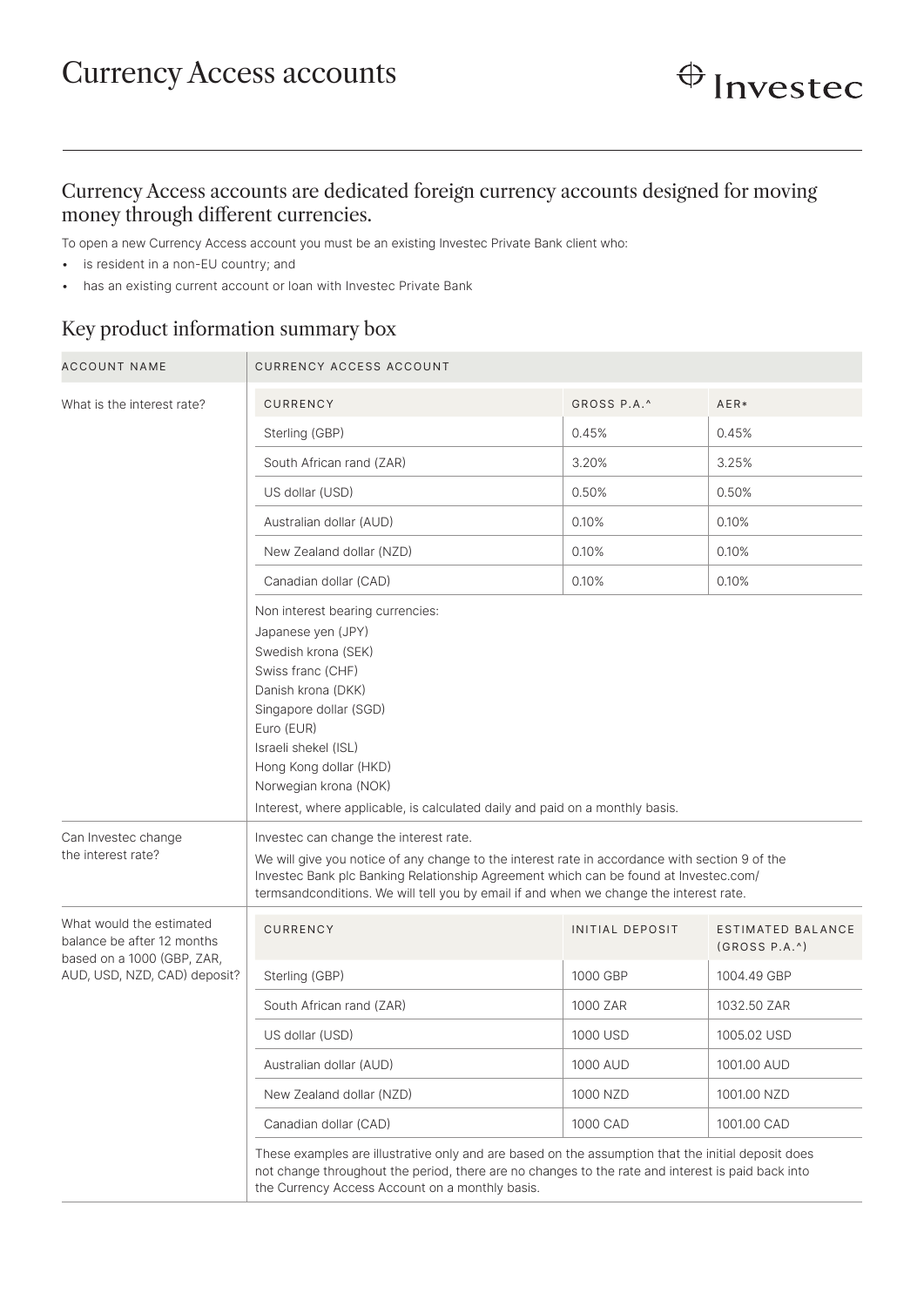# Currency Access accounts

Investec

## Currency Access accounts are dedicated foreign currency accounts designed for moving money through different currencies.

To open a new Currency Access account you must be an existing Investec Private Bank client who:

- is resident in a non-EU country; and
- has an existing current account or loan with Investec Private Bank

## Key product information summary box

| ACCOUNT NAME | CURRENCY ACCESS ACCOUNT | | |
|---|---|---|---|
| What is the interest rate? | CURRENCY | GROSS P.A.^ | AER* |
| | Sterling (GBP) | 0.45% | 0.45% |
| | South African rand (ZAR) | 3.20% | 3.25% |
| | US dollar (USD) | 0.50% | 0.50% |
| | Australian dollar (AUD) | 0.10% | 0.10% |
| | New Zealand dollar (NZD) | 0.10% | 0.10% |
| | Canadian dollar (CAD) | 0.10% | 0.10% |
| | Non interest bearing currencies:<br>Japanese yen (JPY)<br>Swedish krona (SEK)<br>Swiss franc (CHF)<br>Danish krona (DKK)<br>Singapore dollar (SGD)<br>Euro (EUR)<br>Israeli shekel (ISL)<br>Hong Kong dollar (HKD)<br>Norwegian krona (NOK)<br>Interest, where applicable, is calculated daily and paid on a monthly basis. | | |
| Can Investec change the interest rate? | Investec can change the interest rate.<br>We will give you notice of any change to the interest rate in accordance with section 9 of the Investec Bank plc Banking Relationship Agreement which can be found at Investec.com/termsandconditions. We will tell you by email if and when we change the interest rate. | | |
| What would the estimated balance be after 12 months based on a 1000 (GBP, ZAR, AUD, USD, NZD, CAD) deposit? | CURRENCY | INITIAL DEPOSIT | ESTIMATED BALANCE (GROSS P.A.^) |
| | Sterling (GBP) | 1000 GBP | 1004.49 GBP |
| | South African rand (ZAR) | 1000 ZAR | 1032.50 ZAR |
| | US dollar (USD) | 1000 USD | 1005.02 USD |
| | Australian dollar (AUD) | 1000 AUD | 1001.00 AUD |
| | New Zealand dollar (NZD) | 1000 NZD | 1001.00 NZD |
| | Canadian dollar (CAD) | 1000 CAD | 1001.00 CAD |
| | These examples are illustrative only and are based on the assumption that the initial deposit does not change throughout the period, there are no changes to the rate and interest is paid back into the Currency Access Account on a monthly basis. | | |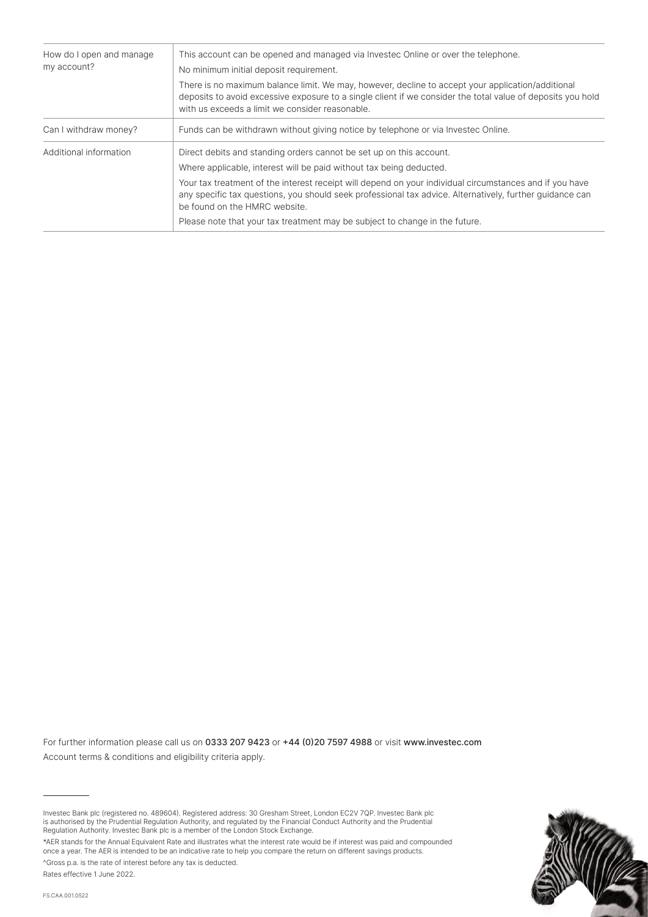| | |
|---|---|
| How do I open and manage my account? | This account can be opened and managed via Investec Online or over the telephone.<br>No minimum initial deposit requirement.<br>There is no maximum balance limit. We may, however, decline to accept your application/additional deposits to avoid excessive exposure to a single client if we consider the total value of deposits you hold with us exceeds a limit we consider reasonable. |
| Can I withdraw money? | Funds can be withdrawn without giving notice by telephone or via Investec Online. |
| Additional information | Direct debits and standing orders cannot be set up on this account.<br>Where applicable, interest will be paid without tax being deducted.<br>Your tax treatment of the interest receipt will depend on your individual circumstances and if you have any specific tax questions, you should seek professional tax advice. Alternatively, further guidance can be found on the HMRC website.<br>Please note that your tax treatment may be subject to change in the future. |

For further information please call us on **0333 207 9423** or **+44 (0)20 7597 4988** or visit **www.investec.com**

Account terms & conditions and eligibility criteria apply.

---

Investec Bank plc (registered no. 489604). Registered address: 30 Gresham Street, London EC2V 7QP. Investec Bank plc is authorised by the Prudential Regulation Authority, and regulated by the Financial Conduct Authority and the Prudential Regulation Authority. Investec Bank plc is a member of the London Stock Exchange.

*AER stands for the Annual Equivalent Rate and illustrates what the interest rate would be if interest was paid and compounded once a year. The AER is intended to be an indicative rate to help you compare the return on different savings products.

^Gross p.a. is the rate of interest before any tax is deducted.

Rates effective 1 June 2022.

FS.CAA.001.0522